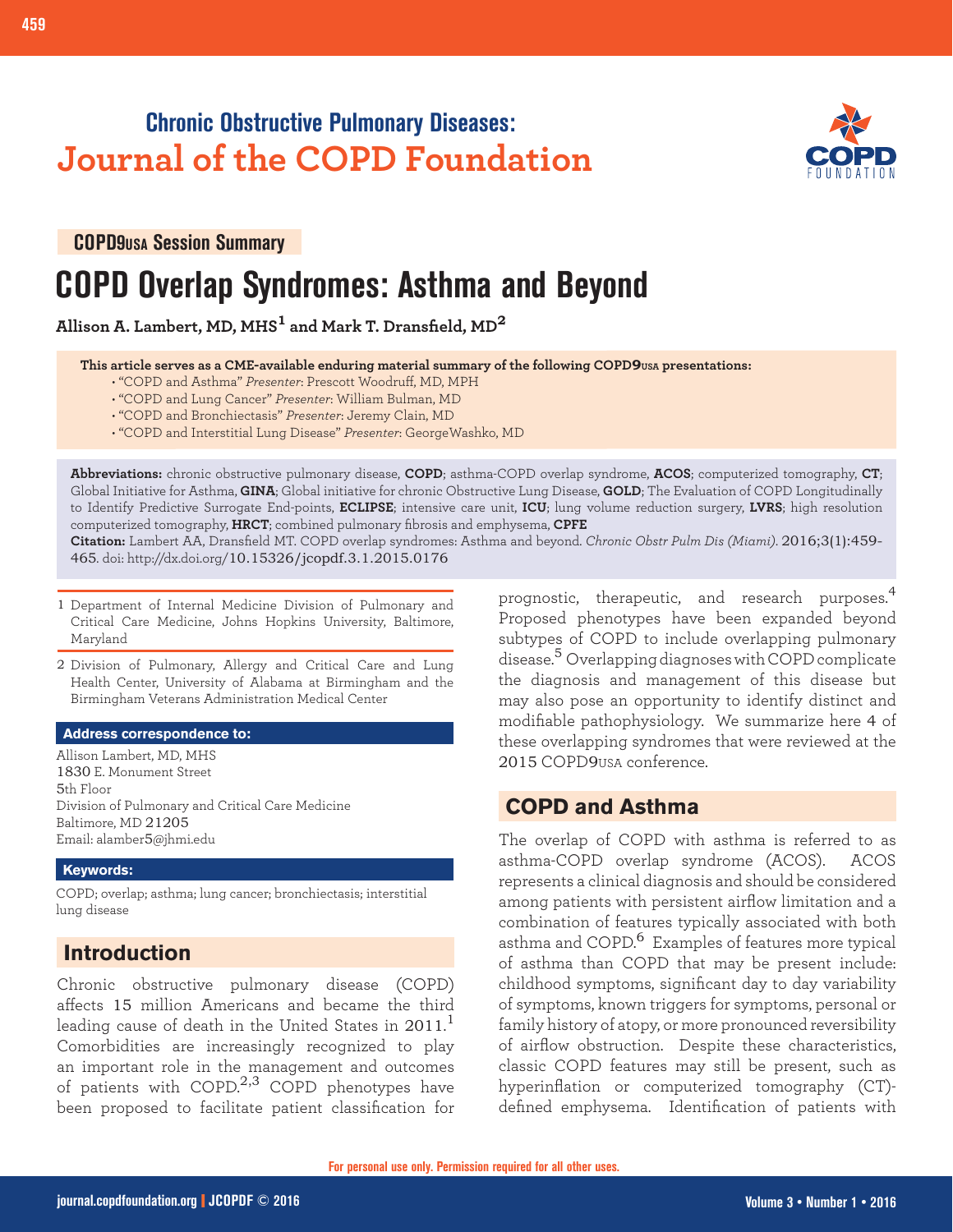Chronic Obstructive Pulmonary Diseases:
Journal of the COPD Foundation

COPD9USA Session Summary

# COPD Overlap Syndromes: Asthma and Beyond

**Allison A. Lambert, MD, MHS[1] and Mark T. Dransfield, MD[2]**

**This article serves as a CME-available enduring material summary of the following COPD9USA presentations:**

- "COPD and Asthma" *Presenter*: Prescott Woodruff, MD, MPH
- "COPD and Lung Cancer" *Presenter*: William Bulman, MD
- "COPD and Bronchiectasis" *Presenter*: Jeremy Clain, MD
- "COPD and Interstitial Lung Disease" *Presenter*: GeorgeWashko, MD

**Abbreviations:** chronic obstructive pulmonary disease, **COPD**; asthma-COPD overlap syndrome, **ACOS**; computerized tomography, **CT**; Global Initiative for Asthma, **GINA**; Global initiative for chronic Obstructive Lung Disease, **GOLD**; The Evaluation of COPD Longitudinally to Identify Predictive Surrogate End-points, **ECLIPSE**; intensive care unit, **ICU**; lung volume reduction surgery, **LVRS**; high resolution computerized tomography, **HRCT**; combined pulmonary fibrosis and emphysema, **CPFE**

**Citation:** Lambert AA, Dransfield MT. COPD overlap syndromes: Asthma and beyond. *Chronic Obstr Pulm Dis (Miami)*. 2016;3(1):459-465. doi: http://dx.doi.org/10.15326/jcopdf.3.1.2015.0176

1 Department of Internal Medicine Division of Pulmonary and Critical Care Medicine, Johns Hopkins University, Baltimore, Maryland

2 Division of Pulmonary, Allergy and Critical Care and Lung Health Center, University of Alabama at Birmingham and the Birmingham Veterans Administration Medical Center

**Address correspondence to:**

Allison Lambert, MD, MHS
1830 E. Monument Street
5th Floor
Division of Pulmonary and Critical Care Medicine
Baltimore, MD 21205
Email: alamber5@jhmi.edu

**Keywords:**

COPD; overlap; asthma; lung cancer; bronchiectasis; interstitial lung disease

## Introduction

Chronic obstructive pulmonary disease (COPD) affects 15 million Americans and became the third leading cause of death in the United States in 2011.[1] Comorbidities are increasingly recognized to play an important role in the management and outcomes of patients with COPD.[2,3] COPD phenotypes have been proposed to facilitate patient classification for prognostic, therapeutic, and research purposes.[4] Proposed phenotypes have been expanded beyond subtypes of COPD to include overlapping pulmonary disease.[5] Overlapping diagnoses with COPD complicate the diagnosis and management of this disease but may also pose an opportunity to identify distinct and modifiable pathophysiology. We summarize here 4 of these overlapping syndromes that were reviewed at the 2015 COPD9USA conference.

## COPD and Asthma

The overlap of COPD with asthma is referred to as asthma-COPD overlap syndrome (ACOS). ACOS represents a clinical diagnosis and should be considered among patients with persistent airflow limitation and a combination of features typically associated with both asthma and COPD.[6] Examples of features more typical of asthma than COPD that may be present include: childhood symptoms, significant day to day variability of symptoms, known triggers for symptoms, personal or family history of atopy, or more pronounced reversibility of airflow obstruction. Despite these characteristics, classic COPD features may still be present, such as hyperinflation or computerized tomography (CT)-defined emphysema. Identification of patients with

For personal use only. Permission required for all other uses.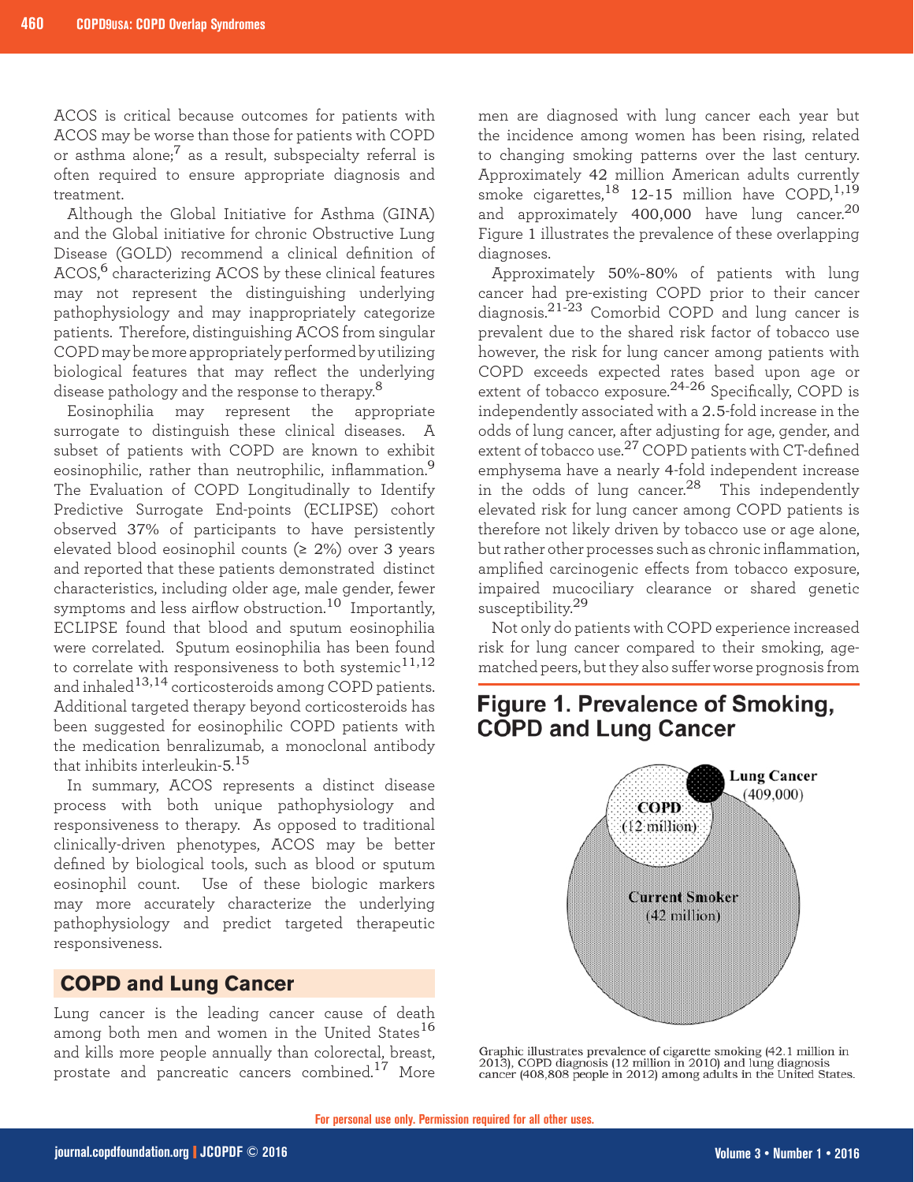ACOS is critical because outcomes for patients with ACOS may be worse than those for patients with COPD or asthma alone;[7] as a result, subspecialty referral is often required to ensure appropriate diagnosis and treatment.

Although the Global Initiative for Asthma (GINA) and the Global initiative for chronic Obstructive Lung Disease (GOLD) recommend a clinical definition of ACOS,[6] characterizing ACOS by these clinical features may not represent the distinguishing underlying pathophysiology and may inappropriately categorize patients. Therefore, distinguishing ACOS from singular COPD may be more appropriately performed by utilizing biological features that may reflect the underlying disease pathology and the response to therapy.[8]

Eosinophilia may represent the appropriate surrogate to distinguish these clinical diseases. A subset of patients with COPD are known to exhibit eosinophilic, rather than neutrophilic, inflammation.[9] The Evaluation of COPD Longitudinally to Identify Predictive Surrogate End-points (ECLIPSE) cohort observed 37% of participants to have persistently elevated blood eosinophil counts (≥ 2%) over 3 years and reported that these patients demonstrated distinct characteristics, including older age, male gender, fewer symptoms and less airflow obstruction.[10] Importantly, ECLIPSE found that blood and sputum eosinophilia were correlated. Sputum eosinophilia has been found to correlate with responsiveness to both systemic[11,12] and inhaled[13,14] corticosteroids among COPD patients. Additional targeted therapy beyond corticosteroids has been suggested for eosinophilic COPD patients with the medication benralizumab, a monoclonal antibody that inhibits interleukin-5.[15]

In summary, ACOS represents a distinct disease process with both unique pathophysiology and responsiveness to therapy. As opposed to traditional clinically-driven phenotypes, ACOS may be better defined by biological tools, such as blood or sputum eosinophil count. Use of these biologic markers may more accurately characterize the underlying pathophysiology and predict targeted therapeutic responsiveness.

## COPD and Lung Cancer

Lung cancer is the leading cancer cause of death among both men and women in the United States[16] and kills more people annually than colorectal, breast, prostate and pancreatic cancers combined.[17] More men are diagnosed with lung cancer each year but the incidence among women has been rising, related to changing smoking patterns over the last century. Approximately 42 million American adults currently smoke cigarettes,[18] 12-15 million have COPD,[1,19] and approximately 400,000 have lung cancer.[20] Figure 1 illustrates the prevalence of these overlapping diagnoses.

Approximately 50%-80% of patients with lung cancer had pre-existing COPD prior to their cancer diagnosis.[21-23] Comorbid COPD and lung cancer is prevalent due to the shared risk factor of tobacco use however, the risk for lung cancer among patients with COPD exceeds expected rates based upon age or extent of tobacco exposure.[24-26] Specifically, COPD is independently associated with a 2.5-fold increase in the odds of lung cancer, after adjusting for age, gender, and extent of tobacco use.[27] COPD patients with CT-defined emphysema have a nearly 4-fold independent increase in the odds of lung cancer.[28] This independently elevated risk for lung cancer among COPD patients is therefore not likely driven by tobacco use or age alone, but rather other processes such as chronic inflammation, amplified carcinogenic effects from tobacco exposure, impaired mucociliary clearance or shared genetic susceptibility.[29]

Not only do patients with COPD experience increased risk for lung cancer compared to their smoking, age-matched peers, but they also suffer worse prognosis from

### Figure 1. Prevalence of Smoking, COPD and Lung Cancer

Lung Cancer (409,000)

COPD (12 million)

Current Smoker (42 million)

Graphic illustrates prevalence of cigarette smoking (42.1 million in 2013), COPD diagnosis (12 million in 2010) and lung diagnosis cancer (408,808 people in 2012) among adults in the United States.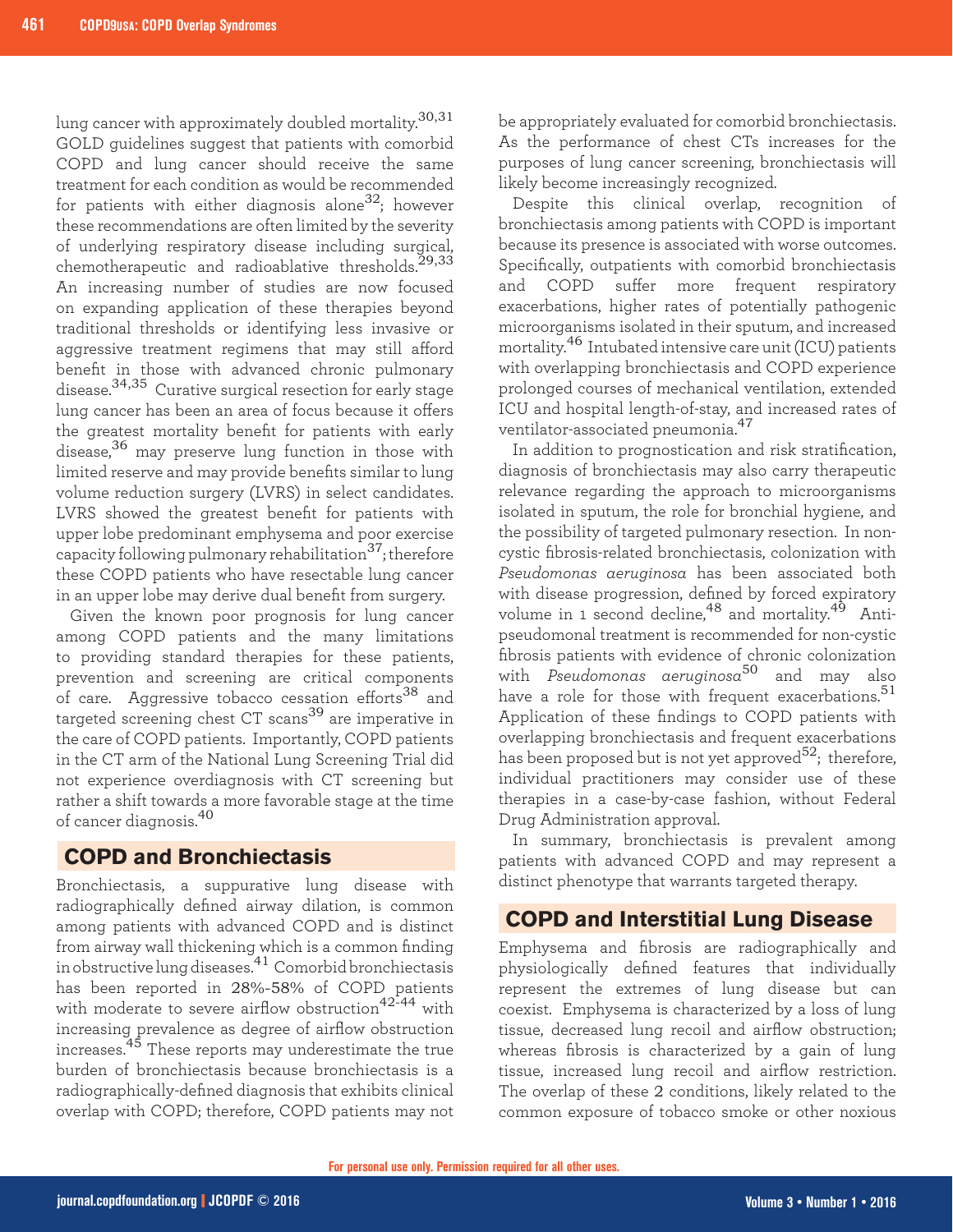lung cancer with approximately doubled mortality.[30,31] GOLD guidelines suggest that patients with comorbid COPD and lung cancer should receive the same treatment for each condition as would be recommended for patients with either diagnosis alone[32]; however these recommendations are often limited by the severity of underlying respiratory disease including surgical, chemotherapeutic and radioablative thresholds.[29,33] An increasing number of studies are now focused on expanding application of these therapies beyond traditional thresholds or identifying less invasive or aggressive treatment regimens that may still afford benefit in those with advanced chronic pulmonary disease.[34,35] Curative surgical resection for early stage lung cancer has been an area of focus because it offers the greatest mortality benefit for patients with early disease,[36] may preserve lung function in those with limited reserve and may provide benefits similar to lung volume reduction surgery (LVRS) in select candidates. LVRS showed the greatest benefit for patients with upper lobe predominant emphysema and poor exercise capacity following pulmonary rehabilitation[37]; therefore these COPD patients who have resectable lung cancer in an upper lobe may derive dual benefit from surgery.

Given the known poor prognosis for lung cancer among COPD patients and the many limitations to providing standard therapies for these patients, prevention and screening are critical components of care. Aggressive tobacco cessation efforts[38] and targeted screening chest CT scans[39] are imperative in the care of COPD patients. Importantly, COPD patients in the CT arm of the National Lung Screening Trial did not experience overdiagnosis with CT screening but rather a shift towards a more favorable stage at the time of cancer diagnosis.[40]

## COPD and Bronchiectasis

Bronchiectasis, a suppurative lung disease with radiographically defined airway dilation, is common among patients with advanced COPD and is distinct from airway wall thickening which is a common finding in obstructive lung diseases.[41] Comorbid bronchiectasis has been reported in 28%-58% of COPD patients with moderate to severe airflow obstruction[42-44] with increasing prevalence as degree of airflow obstruction increases.[45] These reports may underestimate the true burden of bronchiectasis because bronchiectasis is a radiographically-defined diagnosis that exhibits clinical overlap with COPD; therefore, COPD patients may not be appropriately evaluated for comorbid bronchiectasis. As the performance of chest CTs increases for the purposes of lung cancer screening, bronchiectasis will likely become increasingly recognized.

Despite this clinical overlap, recognition of bronchiectasis among patients with COPD is important because its presence is associated with worse outcomes. Specifically, outpatients with comorbid bronchiectasis and COPD suffer more frequent respiratory exacerbations, higher rates of potentially pathogenic microorganisms isolated in their sputum, and increased mortality.[46] Intubated intensive care unit (ICU) patients with overlapping bronchiectasis and COPD experience prolonged courses of mechanical ventilation, extended ICU and hospital length-of-stay, and increased rates of ventilator-associated pneumonia.[47]

In addition to prognostication and risk stratification, diagnosis of bronchiectasis may also carry therapeutic relevance regarding the approach to microorganisms isolated in sputum, the role for bronchial hygiene, and the possibility of targeted pulmonary resection. In non-cystic fibrosis-related bronchiectasis, colonization with *Pseudomonas aeruginosa* has been associated both with disease progression, defined by forced expiratory volume in 1 second decline,[48] and mortality.[49] Anti-pseudomonal treatment is recommended for non-cystic fibrosis patients with evidence of chronic colonization with *Pseudomonas aeruginosa*[50] and may also have a role for those with frequent exacerbations.[51] Application of these findings to COPD patients with overlapping bronchiectasis and frequent exacerbations has been proposed but is not yet approved[52]; therefore, individual practitioners may consider use of these therapies in a case-by-case fashion, without Federal Drug Administration approval.

In summary, bronchiectasis is prevalent among patients with advanced COPD and may represent a distinct phenotype that warrants targeted therapy.

## COPD and Interstitial Lung Disease

Emphysema and fibrosis are radiographically and physiologically defined features that individually represent the extremes of lung disease but can coexist. Emphysema is characterized by a loss of lung tissue, decreased lung recoil and airflow obstruction; whereas fibrosis is characterized by a gain of lung tissue, increased lung recoil and airflow restriction. The overlap of these 2 conditions, likely related to the common exposure of tobacco smoke or other noxious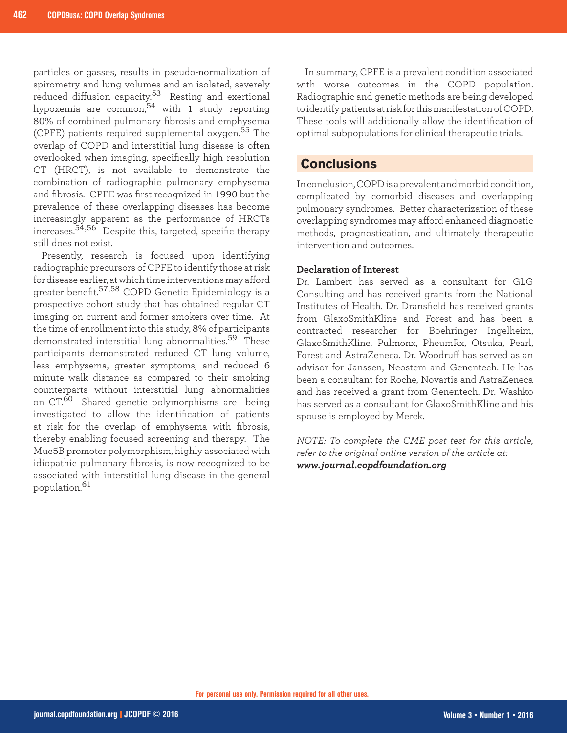particles or gasses, results in pseudo-normalization of spirometry and lung volumes and an isolated, severely reduced diffusion capacity.[53] Resting and exertional hypoxemia are common,[54] with 1 study reporting 80% of combined pulmonary fibrosis and emphysema (CPFE) patients required supplemental oxygen.[55] The overlap of COPD and interstitial lung disease is often overlooked when imaging, specifically high resolution CT (HRCT), is not available to demonstrate the combination of radiographic pulmonary emphysema and fibrosis. CPFE was first recognized in 1990 but the prevalence of these overlapping diseases has become increasingly apparent as the performance of HRCTs increases.[54,56] Despite this, targeted, specific therapy still does not exist.

Presently, research is focused upon identifying radiographic precursors of CPFE to identify those at risk for disease earlier, at which time interventions may afford greater benefit.[57,58] COPD Genetic Epidemiology is a prospective cohort study that has obtained regular CT imaging on current and former smokers over time. At the time of enrollment into this study, 8% of participants demonstrated interstitial lung abnormalities.[59] These participants demonstrated reduced CT lung volume, less emphysema, greater symptoms, and reduced 6 minute walk distance as compared to their smoking counterparts without interstitial lung abnormalities on CT.[60] Shared genetic polymorphisms are being investigated to allow the identification of patients at risk for the overlap of emphysema with fibrosis, thereby enabling focused screening and therapy. The Muc5B promoter polymorphism, highly associated with idiopathic pulmonary fibrosis, is now recognized to be associated with interstitial lung disease in the general population.[61]

In summary, CPFE is a prevalent condition associated with worse outcomes in the COPD population. Radiographic and genetic methods are being developed to identify patients at risk for this manifestation of COPD. These tools will additionally allow the identification of optimal subpopulations for clinical therapeutic trials.

## Conclusions

In conclusion, COPD is a prevalent and morbid condition, complicated by comorbid diseases and overlapping pulmonary syndromes. Better characterization of these overlapping syndromes may afford enhanced diagnostic methods, prognostication, and ultimately therapeutic intervention and outcomes.

### Declaration of Interest

Dr. Lambert has served as a consultant for GLG Consulting and has received grants from the National Institutes of Health. Dr. Dransfield has received grants from GlaxoSmithKline and Forest and has been a contracted researcher for Boehringer Ingelheim, GlaxoSmithKline, Pulmonx, PheumRx, Otsuka, Pearl, Forest and AstraZeneca. Dr. Woodruff has served as an advisor for Janssen, Neostem and Genentech. He has been a consultant for Roche, Novartis and AstraZeneca and has received a grant from Genentech. Dr. Washko has served as a consultant for GlaxoSmithKline and his spouse is employed by Merck.

*NOTE: To complete the CME post test for this article, refer to the original online version of the article at:* ***www.journal.copdfoundation.org***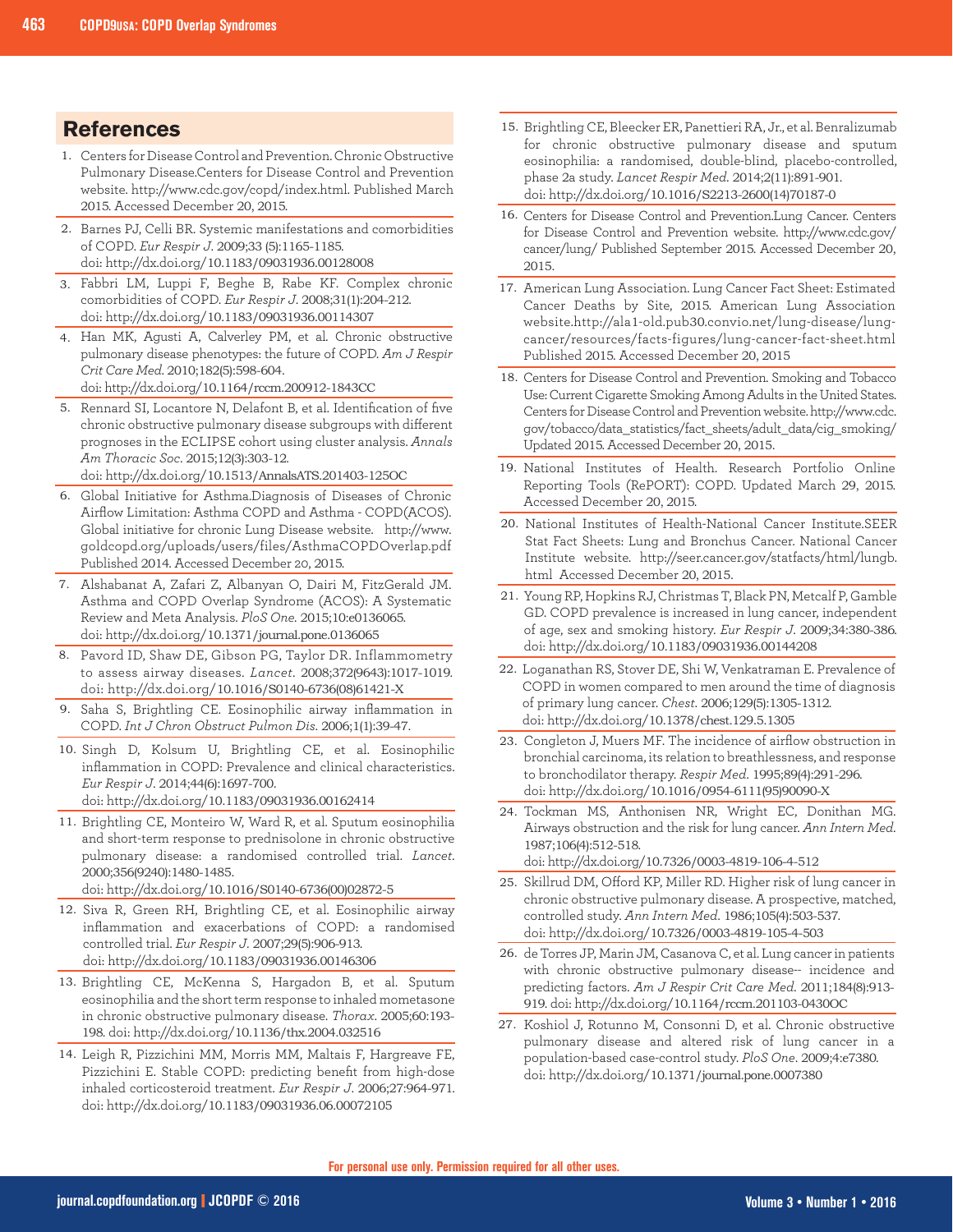## References

1. Centers for Disease Control and Prevention. Chronic Obstructive Pulmonary Disease.Centers for Disease Control and Prevention website. http://www.cdc.gov/copd/index.html. Published March 2015. Accessed December 20, 2015.
2. Barnes PJ, Celli BR. Systemic manifestations and comorbidities of COPD. *Eur Respir J*. 2009;33 (5):1165-1185. doi: http://dx.doi.org/10.1183/09031936.00128008
3. Fabbri LM, Luppi F, Beghe B, Rabe KF. Complex chronic comorbidities of COPD. *Eur Respir J*. 2008;31(1):204-212. doi: http://dx.doi.org/10.1183/09031936.00114307
4. Han MK, Agusti A, Calverley PM, et al. Chronic obstructive pulmonary disease phenotypes: the future of COPD. *Am J Respir Crit Care Med*. 2010;182(5):598-604. doi: http://dx.doi.org/10.1164/rccm.200912-1843CC
5. Rennard SI, Locantore N, Delafont B, et al. Identification of five chronic obstructive pulmonary disease subgroups with different prognoses in the ECLIPSE cohort using cluster analysis. *Annals Am Thoracic Soc*. 2015;12(3):303-12. doi: http://dx.doi.org/10.1513/AnnalsATS.201403-125OC
6. Global Initiative for Asthma.Diagnosis of Diseases of Chronic Airflow Limitation: Asthma COPD and Asthma - COPD(ACOS). Global initiative for chronic Lung Disease website. http://www.goldcopd.org/uploads/users/files/AsthmaCOPDOverlap.pdf Published 2014. Accessed December 20, 2015.
7. Alshabanat A, Zafari Z, Albanyan O, Dairi M, FitzGerald JM. Asthma and COPD Overlap Syndrome (ACOS): A Systematic Review and Meta Analysis. *PloS One*. 2015;10:e0136065. doi: http://dx.doi.org/10.1371/journal.pone.0136065
8. Pavord ID, Shaw DE, Gibson PG, Taylor DR. Inflammometry to assess airway diseases. *Lancet*. 2008;372(9643):1017-1019. doi: http://dx.doi.org/10.1016/S0140-6736(08)61421-X
9. Saha S, Brightling CE. Eosinophilic airway inflammation in COPD. *Int J Chron Obstruct Pulmon Dis*. 2006;1(1):39-47.
10. Singh D, Kolsum U, Brightling CE, et al. Eosinophilic inflammation in COPD: Prevalence and clinical characteristics. *Eur Respir J*. 2014;44(6):1697-700. doi: http://dx.doi.org/10.1183/09031936.00162414
11. Brightling CE, Monteiro W, Ward R, et al. Sputum eosinophilia and short-term response to prednisolone in chronic obstructive pulmonary disease: a randomised controlled trial. *Lancet*. 2000;356(9240):1480-1485. doi: http://dx.doi.org/10.1016/S0140-6736(00)02872-5
12. Siva R, Green RH, Brightling CE, et al. Eosinophilic airway inflammation and exacerbations of COPD: a randomised controlled trial. *Eur Respir J*. 2007;29(5):906-913. doi: http://dx.doi.org/10.1183/09031936.00146306
13. Brightling CE, McKenna S, Hargadon B, et al. Sputum eosinophilia and the short term response to inhaled mometasone in chronic obstructive pulmonary disease. *Thorax*. 2005;60:193-198. doi: http://dx.doi.org/10.1136/thx.2004.032516
14. Leigh R, Pizzichini MM, Morris MM, Maltais F, Hargreave FE, Pizzichini E. Stable COPD: predicting benefit from high-dose inhaled corticosteroid treatment. *Eur Respir J*. 2006;27:964-971. doi: http://dx.doi.org/10.1183/09031936.06.00072105
15. Brightling CE, Bleecker ER, Panettieri RA, Jr., et al. Benralizumab for chronic obstructive pulmonary disease and sputum eosinophilia: a randomised, double-blind, placebo-controlled, phase 2a study. *Lancet Respir Med*. 2014;2(11):891-901. doi: http://dx.doi.org/10.1016/S2213-2600(14)70187-0
16. Centers for Disease Control and Prevention.Lung Cancer. Centers for Disease Control and Prevention website. http://www.cdc.gov/cancer/lung/ Published September 2015. Accessed December 20, 2015.
17. American Lung Association. Lung Cancer Fact Sheet: Estimated Cancer Deaths by Site, 2015. American Lung Association website.http://ala1-old.pub30.convio.net/lung-disease/lung-cancer/resources/facts-figures/lung-cancer-fact-sheet.html Published 2015. Accessed December 20, 2015
18. Centers for Disease Control and Prevention. Smoking and Tobacco Use: Current Cigarette Smoking Among Adults in the United States. Centers for Disease Control and Prevention website. http://www.cdc.gov/tobacco/data_statistics/fact_sheets/adult_data/cig_smoking/ Updated 2015. Accessed December 20, 2015.
19. National Institutes of Health. Research Portfolio Online Reporting Tools (RePORT): COPD. Updated March 29, 2015. Accessed December 20, 2015.
20. National Institutes of Health-National Cancer Institute.SEER Stat Fact Sheets: Lung and Bronchus Cancer. National Cancer Institute website. http://seer.cancer.gov/statfacts/html/lungb.html Accessed December 20, 2015.
21. Young RP, Hopkins RJ, Christmas T, Black PN, Metcalf P, Gamble GD. COPD prevalence is increased in lung cancer, independent of age, sex and smoking history. *Eur Respir J*. 2009;34:380-386. doi: http://dx.doi.org/10.1183/09031936.00144208
22. Loganathan RS, Stover DE, Shi W, Venkatraman E. Prevalence of COPD in women compared to men around the time of diagnosis of primary lung cancer. *Chest*. 2006;129(5):1305-1312. doi: http://dx.doi.org/10.1378/chest.129.5.1305
23. Congleton J, Muers MF. The incidence of airflow obstruction in bronchial carcinoma, its relation to breathlessness, and response to bronchodilator therapy. *Respir Med*. 1995;89(4):291-296. doi: http://dx.doi.org/10.1016/0954-6111(95)90090-X
24. Tockman MS, Anthonisen NR, Wright EC, Donithan MG. Airways obstruction and the risk for lung cancer. *Ann Intern Med*. 1987;106(4):512-518. doi: http://dx.doi.org/10.7326/0003-4819-106-4-512
25. Skillrud DM, Offord KP, Miller RD. Higher risk of lung cancer in chronic obstructive pulmonary disease. A prospective, matched, controlled study. *Ann Intern Med*. 1986;105(4):503-537. doi: http://dx.doi.org/10.7326/0003-4819-105-4-503
26. de Torres JP, Marin JM, Casanova C, et al. Lung cancer in patients with chronic obstructive pulmonary disease-- incidence and predicting factors. *Am J Respir Crit Care Med*. 2011;184(8):913-919. doi: http://dx.doi.org/10.1164/rccm.201103-0430OC
27. Koshiol J, Rotunno M, Consonni D, et al. Chronic obstructive pulmonary disease and altered risk of lung cancer in a population-based case-control study. *PloS One*. 2009;4:e7380. doi: http://dx.doi.org/10.1371/journal.pone.0007380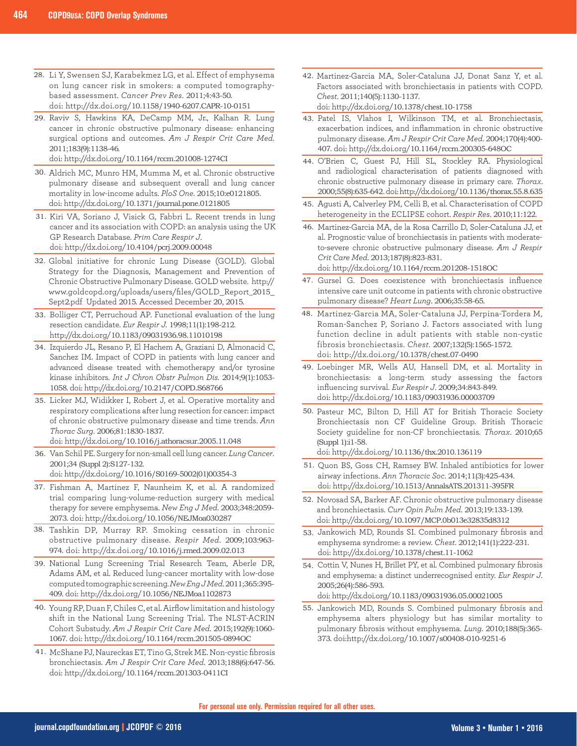28. Li Y, Swensen SJ, Karabekmez LG, et al. Effect of emphysema on lung cancer risk in smokers: a computed tomography-based assessment. *Cancer Prev Res*. 2011;4:43-50. doi: http://dx.doi.org/10.1158/1940-6207.CAPR-10-0151
29. Raviv S, Hawkins KA, DeCamp MM, Jr., Kalhan R. Lung cancer in chronic obstructive pulmonary disease: enhancing surgical options and outcomes. *Am J Respir Crit Care Med*. 2011;183(9):1138-46. doi: http://dx.doi.org/10.1164/rccm.201008-1274CI
30. Aldrich MC, Munro HM, Mumma M, et al. Chronic obstructive pulmonary disease and subsequent overall and lung cancer mortality in low-income adults. *PloS One*. 2015;10:e0121805. doi: http://dx.doi.org/10.1371/journal.pone.0121805
31. Kiri VA, Soriano J, Visick G, Fabbri L. Recent trends in lung cancer and its association with COPD: an analysis using the UK GP Research Database. *Prim Care Respir J*. doi: http://dx.doi.org/10.4104/pcrj.2009.00048
32. Global initiative for chronic Lung Disease (GOLD). Global Strategy for the Diagnosis, Management and Prevention of Chronic Obstructive Pulmonary Disease. GOLD website. http://www.goldcopd.org/uploads/users/files/GOLD_Report_2015_Sept2.pdf Updated 2015. Accessed December 20, 2015.
33. Bolliger CT, Perruchoud AP. Functional evaluation of the lung resection candidate. *Eur Respir J*. 1998;11(1):198-212. http://dx.doi.org/10.1183/09031936.98.11010198
34. Izquierdo JL, Resano P, El Hachem A, Graziani D, Almonacid C, Sanchez IM. Impact of COPD in patients with lung cancer and advanced disease treated with chemotherapy and/or tyrosine kinase inhibitors. *Int J Chron Obstr Pulmon Dis*. 2014;9(1):1053-1058. doi: http://dx.doi.org/10.2147/COPD.S68766
35. Licker MJ, Widikker I, Robert J, et al. Operative mortality and respiratory complications after lung resection for cancer: impact of chronic obstructive pulmonary disease and time trends. *Ann Thorac Surg*. 2006;81:1830-1837. doi: http://dx.doi.org/10.1016/j.athoracsur.2005.11.048
36. Van Schil PE. Surgery for non-small cell lung cancer. *Lung Cancer*. 2001;34 (Suppl 2):S127-132. doi: http://dx.doi.org/10.1016/S0169-5002(01)00354-3
37. Fishman A, Martinez F, Naunheim K, et al. A randomized trial comparing lung-volume-reduction surgery with medical therapy for severe emphysema. *New Eng J Med*. 2003;348:2059-2073. doi: http://dx.doi.org/10.1056/NEJMoa030287
38. Tashkin DP, Murray RP. Smoking cessation in chronic obstructive pulmonary disease. *Respir Med*. 2009;103:963-974. doi: http://dx.doi.org/10.1016/j.rmed.2009.02.013
39. National Lung Screening Trial Research Team, Aberle DR, Adams AM, et al. Reduced lung-cancer mortality with low-dose computed tomographic screening. *New Eng J Med*. 2011;365:395-409. doi: http://dx.doi.org/10.1056/NEJMoa1102873
40. Young RP, Duan F, Chiles C, et al. Airflow limitation and histology shift in the National Lung Screening Trial. The NLST-ACRIN Cohort Substudy. *Am J Respir Crit Care Med*. 2015;192(9):1060-1067. doi: http://dx.doi.org/10.1164/rccm.201505-0894OC
41. McShane PJ, Naureckas ET, Tino G, Strek ME. Non-cystic fibrosis bronchiectasis. *Am J Respir Crit Care Med*. 2013;188(6):647-56. doi: http://dx.doi.org/10.1164/rccm.201303-0411CI
42. Martinez-Garcia MA, Soler-Cataluna JJ, Donat Sanz Y, et al. Factors associated with bronchiectasis in patients with COPD. *Chest*. 2011;140(5):1130-1137. doi: http://dx.doi.org/10.1378/chest.10-1758
43. Patel IS, Vlahos I, Wilkinson TM, et al. Bronchiectasis, exacerbation indices, and inflammation in chronic obstructive pulmonary disease. *Am J Respir Crit Care Med*. 2004;170(4):400-407. doi: http://dx.doi.org/10.1164/rccm.200305-648OC
44. O'Brien C, Guest PJ, Hill SL, Stockley RA. Physiological and radiological characterisation of patients diagnosed with chronic obstructive pulmonary disease in primary care. *Thorax*. 2000;55(8):635-642. doi: http://dx.doi.org/10.1136/thorax.55.8.635
45. Agusti A, Calverley PM, Celli B, et al. Characterisation of COPD heterogeneity in the ECLIPSE cohort. *Respir Res*. 2010;11:122.
46. Martinez-Garcia MA, de la Rosa Carrillo D, Soler-Cataluna JJ, et al. Prognostic value of bronchiectasis in patients with moderate-to-severe chronic obstructive pulmonary disease. *Am J Respir Crit Care Med*. 2013;187(8):823-831. doi: http://dx.doi.org/10.1164/rccm.201208-1518OC
47. Gursel G. Does coexistence with bronchiectasis influence intensive care unit outcome in patients with chronic obstructive pulmonary disease? *Heart Lung*. 2006;35:58-65.
48. Martinez-Garcia MA, Soler-Cataluna JJ, Perpina-Tordera M, Roman-Sanchez P, Soriano J. Factors associated with lung function decline in adult patients with stable non-cystic fibrosis bronchiectasis. *Chest*. 2007;132(5):1565-1572. doi: http://dx.doi.org/10.1378/chest.07-0490
49. Loebinger MR, Wells AU, Hansell DM, et al. Mortality in bronchiectasis: a long-term study assessing the factors influencing survival. *Eur Respir J*. 2009;34:843-849. doi: http://dx.doi.org/10.1183/09031936.00003709
50. Pasteur MC, Bilton D, Hill AT for British Thoracic Society Bronchiectasis non CF Guideline Group. British Thoracic Society guideline for non-CF bronchiectasis. *Thorax*. 2010;65 (Suppl 1):i1-58. doi: http://dx.doi.org/10.1136/thx.2010.136119
51. Quon BS, Goss CH, Ramsey BW. Inhaled antibiotics for lower airway infections. *Ann Thoracic Soc*. 2014;11(3):425-434. doi: http://dx.doi.org/10.1513/AnnalsATS.201311-395FR
52. Novosad SA, Barker AF. Chronic obstructive pulmonary disease and bronchiectasis. *Curr Opin Pulm Med*. 2013;19:133-139. doi: http://dx.doi.org/10.1097/MCP.0b013e32835d8312
53. Jankowich MD, Rounds SI. Combined pulmonary fibrosis and emphysema syndrome: a review. *Chest*. 2012;141(1):222-231. doi: http://dx.doi.org/10.1378/chest.11-1062
54. Cottin V, Nunes H, Brillet PY, et al. Combined pulmonary fibrosis and emphysema: a distinct underrecognised entity. *Eur Respir J*. 2005;26(4):586-593. doi: http://dx.doi.org/10.1183/09031936.05.00021005
55. Jankowich MD, Rounds S. Combined pulmonary fibrosis and emphysema alters physiology but has similar mortality to pulmonary fibrosis without emphysema. *Lung*. 2010;188(5):365-373. doi:http://dx.doi.org/10.1007/s00408-010-9251-6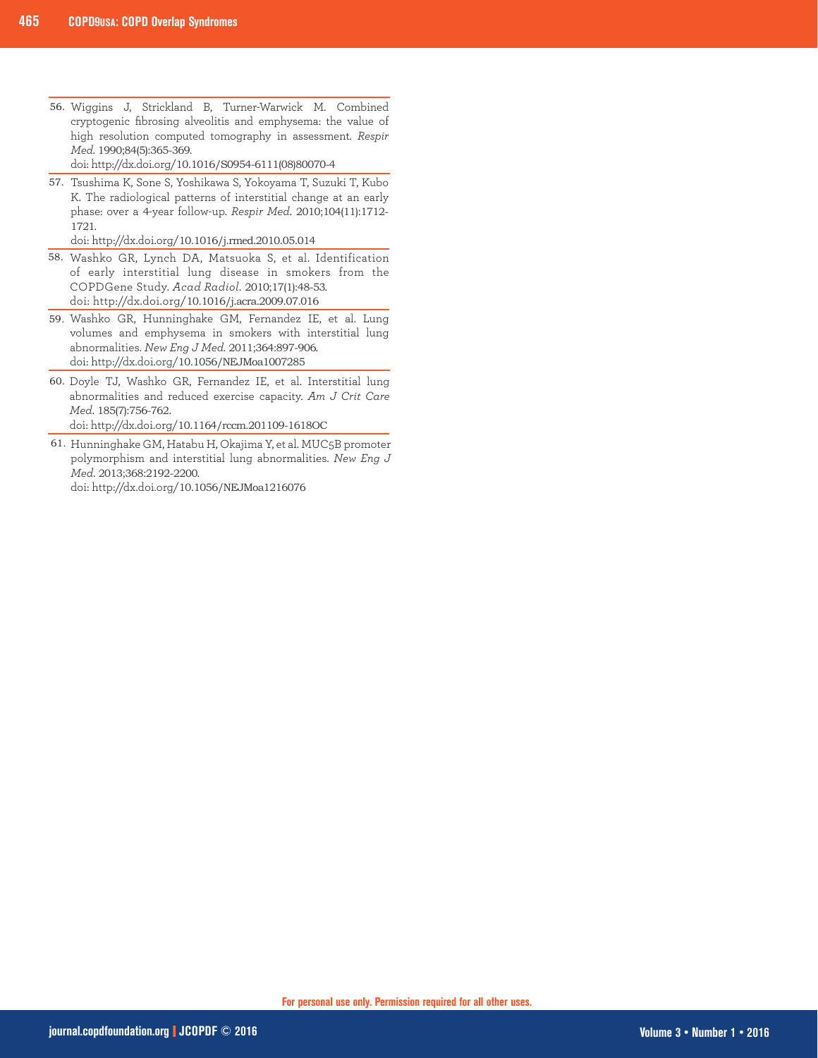56. Wiggins J, Strickland B, Turner-Warwick M. Combined cryptogenic fibrosing alveolitis and emphysema: the value of high resolution computed tomography in assessment. *Respir Med*. 1990;84(5):365-369.
doi: http://dx.doi.org/10.1016/S0954-6111(08)80070-4

57. Tsushima K, Sone S, Yoshikawa S, Yokoyama T, Suzuki T, Kubo K. The radiological patterns of interstitial change at an early phase: over a 4-year follow-up. *Respir Med*. 2010;104(11):1712-1721.
doi: http://dx.doi.org/10.1016/j.rmed.2010.05.014

58. Washko GR, Lynch DA, Matsuoka S, et al. Identification of early interstitial lung disease in smokers from the COPDGene Study. *Acad Radiol*. 2010;17(1):48-53.
doi: http://dx.doi.org/10.1016/j.acra.2009.07.016

59. Washko GR, Hunninghake GM, Fernandez IE, et al. Lung volumes and emphysema in smokers with interstitial lung abnormalities. *New Eng J Med*. 2011;364:897-906.
doi: http://dx.doi.org/10.1056/NEJMoa1007285

60. Doyle TJ, Washko GR, Fernandez IE, et al. Interstitial lung abnormalities and reduced exercise capacity. *Am J Crit Care Med*. 185(7):756-762.
doi: http://dx.doi.org/10.1164/rccm.201109-1618OC

61. Hunninghake GM, Hatabu H, Okajima Y, et al. MUC5B promoter polymorphism and interstitial lung abnormalities. *New Eng J Med*. 2013;368:2192-2200.
doi: http://dx.doi.org/10.1056/NEJMoa1216076